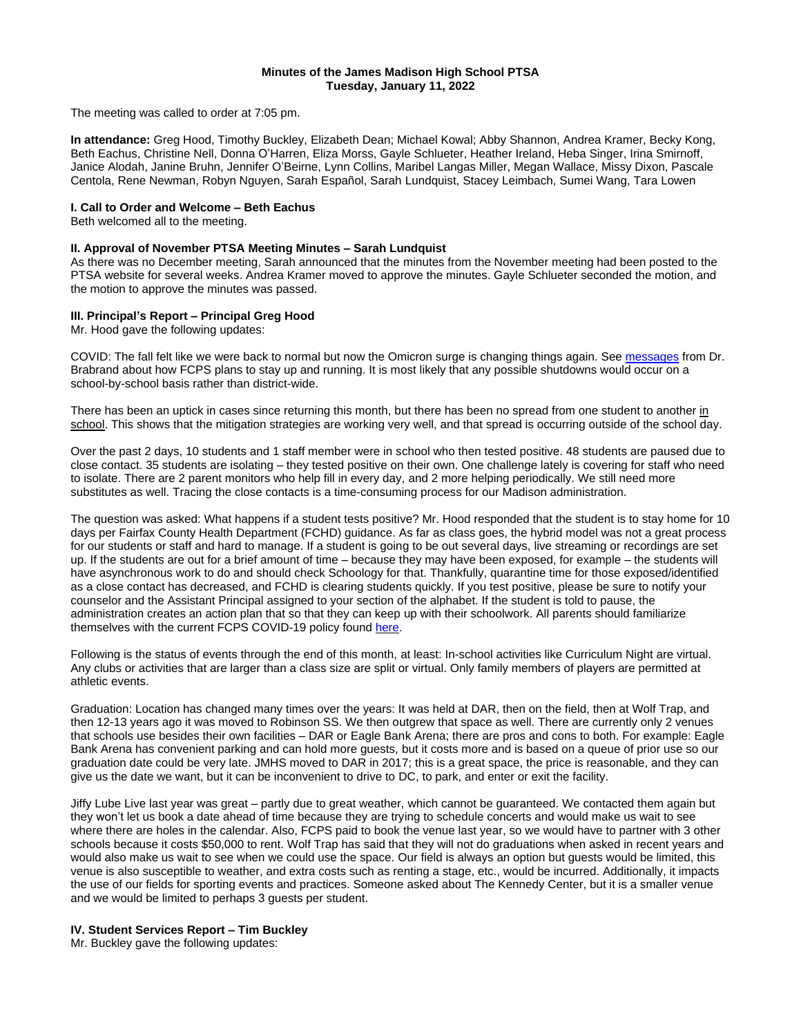**Minutes of the James Madison High School PTSA**
**Tuesday, January 11, 2022**

The meeting was called to order at 7:05 pm.

**In attendance:** Greg Hood, Timothy Buckley, Elizabeth Dean; Michael Kowal; Abby Shannon, Andrea Kramer, Becky Kong, Beth Eachus, Christine Nell, Donna O'Harren, Eliza Morss, Gayle Schlueter, Heather Ireland, Heba Singer, Irina Smirnoff, Janice Alodah, Janine Bruhn, Jennifer O'Beirne, Lynn Collins, Maribel Langas Miller, Megan Wallace, Missy Dixon, Pascale Centola, Rene Newman, Robyn Nguyen, Sarah Español, Sarah Lundquist, Stacey Leimbach, Sumei Wang, Tara Lowen

### I. Call to Order and Welcome – Beth Eachus

Beth welcomed all to the meeting.

### II. Approval of November PTSA Meeting Minutes – Sarah Lundquist

As there was no December meeting, Sarah announced that the minutes from the November meeting had been posted to the PTSA website for several weeks. Andrea Kramer moved to approve the minutes. Gayle Schlueter seconded the motion, and the motion to approve the minutes was passed.

### III. Principal's Report – Principal Greg Hood

Mr. Hood gave the following updates:

COVID: The fall felt like we were back to normal but now the Omicron surge is changing things again. See messages from Dr. Brabrand about how FCPS plans to stay up and running. It is most likely that any possible shutdowns would occur on a school-by-school basis rather than district-wide.

There has been an uptick in cases since returning this month, but there has been no spread from one student to another in school. This shows that the mitigation strategies are working very well, and that spread is occurring outside of the school day.

Over the past 2 days, 10 students and 1 staff member were in school who then tested positive. 48 students are paused due to close contact. 35 students are isolating – they tested positive on their own. One challenge lately is covering for staff who need to isolate. There are 2 parent monitors who help fill in every day, and 2 more helping periodically. We still need more substitutes as well. Tracing the close contacts is a time-consuming process for our Madison administration.

The question was asked: What happens if a student tests positive? Mr. Hood responded that the student is to stay home for 10 days per Fairfax County Health Department (FCHD) guidance. As far as class goes, the hybrid model was not a great process for our students or staff and hard to manage. If a student is going to be out several days, live streaming or recordings are set up. If the students are out for a brief amount of time – because they may have been exposed, for example – the students will have asynchronous work to do and should check Schoology for that. Thankfully, quarantine time for those exposed/identified as a close contact has decreased, and FCHD is clearing students quickly. If you test positive, please be sure to notify your counselor and the Assistant Principal assigned to your section of the alphabet. If the student is told to pause, the administration creates an action plan that so that they can keep up with their schoolwork. All parents should familiarize themselves with the current FCPS COVID-19 policy found here.

Following is the status of events through the end of this month, at least: In-school activities like Curriculum Night are virtual. Any clubs or activities that are larger than a class size are split or virtual. Only family members of players are permitted at athletic events.

Graduation: Location has changed many times over the years: It was held at DAR, then on the field, then at Wolf Trap, and then 12-13 years ago it was moved to Robinson SS. We then outgrew that space as well. There are currently only 2 venues that schools use besides their own facilities – DAR or Eagle Bank Arena; there are pros and cons to both. For example: Eagle Bank Arena has convenient parking and can hold more guests, but it costs more and is based on a queue of prior use so our graduation date could be very late. JMHS moved to DAR in 2017; this is a great space, the price is reasonable, and they can give us the date we want, but it can be inconvenient to drive to DC, to park, and enter or exit the facility.

Jiffy Lube Live last year was great – partly due to great weather, which cannot be guaranteed. We contacted them again but they won't let us book a date ahead of time because they are trying to schedule concerts and would make us wait to see where there are holes in the calendar. Also, FCPS paid to book the venue last year, so we would have to partner with 3 other schools because it costs $50,000 to rent. Wolf Trap has said that they will not do graduations when asked in recent years and would also make us wait to see when we could use the space. Our field is always an option but guests would be limited, this venue is also susceptible to weather, and extra costs such as renting a stage, etc., would be incurred. Additionally, it impacts the use of our fields for sporting events and practices. Someone asked about The Kennedy Center, but it is a smaller venue and we would be limited to perhaps 3 guests per student.

### IV. Student Services Report – Tim Buckley

Mr. Buckley gave the following updates: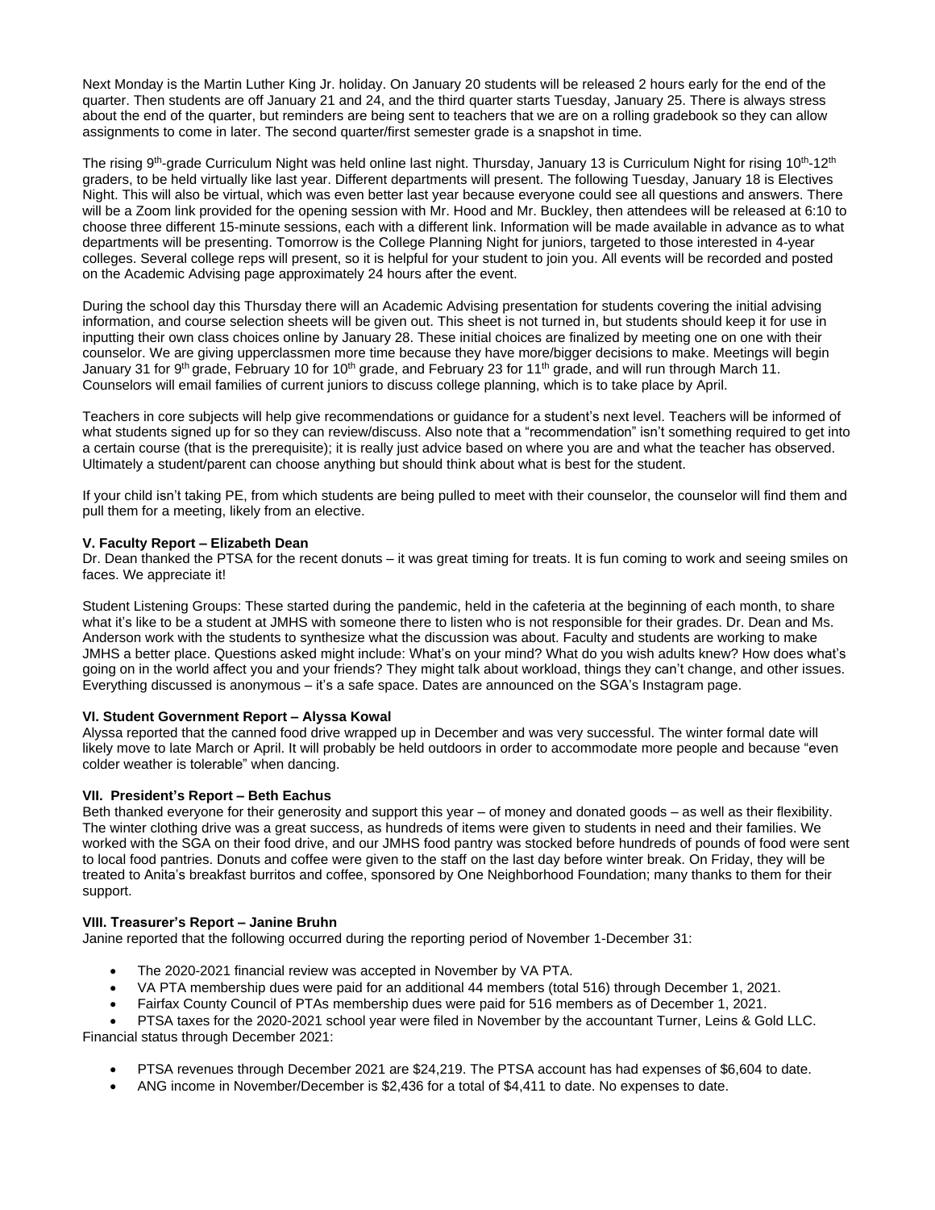Next Monday is the Martin Luther King Jr. holiday. On January 20 students will be released 2 hours early for the end of the quarter. Then students are off January 21 and 24, and the third quarter starts Tuesday, January 25. There is always stress about the end of the quarter, but reminders are being sent to teachers that we are on a rolling gradebook so they can allow assignments to come in later. The second quarter/first semester grade is a snapshot in time.

The rising 9th-grade Curriculum Night was held online last night. Thursday, January 13 is Curriculum Night for rising 10th-12th graders, to be held virtually like last year. Different departments will present. The following Tuesday, January 18 is Electives Night. This will also be virtual, which was even better last year because everyone could see all questions and answers. There will be a Zoom link provided for the opening session with Mr. Hood and Mr. Buckley, then attendees will be released at 6:10 to choose three different 15-minute sessions, each with a different link. Information will be made available in advance as to what departments will be presenting. Tomorrow is the College Planning Night for juniors, targeted to those interested in 4-year colleges. Several college reps will present, so it is helpful for your student to join you. All events will be recorded and posted on the Academic Advising page approximately 24 hours after the event.

During the school day this Thursday there will an Academic Advising presentation for students covering the initial advising information, and course selection sheets will be given out. This sheet is not turned in, but students should keep it for use in inputting their own class choices online by January 28. These initial choices are finalized by meeting one on one with their counselor. We are giving upperclassmen more time because they have more/bigger decisions to make. Meetings will begin January 31 for 9th grade, February 10 for 10th grade, and February 23 for 11th grade, and will run through March 11. Counselors will email families of current juniors to discuss college planning, which is to take place by April.

Teachers in core subjects will help give recommendations or guidance for a student's next level. Teachers will be informed of what students signed up for so they can review/discuss. Also note that a "recommendation" isn't something required to get into a certain course (that is the prerequisite); it is really just advice based on where you are and what the teacher has observed. Ultimately a student/parent can choose anything but should think about what is best for the student.

If your child isn't taking PE, from which students are being pulled to meet with their counselor, the counselor will find them and pull them for a meeting, likely from an elective.

**V. Faculty Report – Elizabeth Dean**

Dr. Dean thanked the PTSA for the recent donuts – it was great timing for treats. It is fun coming to work and seeing smiles on faces. We appreciate it!

Student Listening Groups: These started during the pandemic, held in the cafeteria at the beginning of each month, to share what it's like to be a student at JMHS with someone there to listen who is not responsible for their grades. Dr. Dean and Ms. Anderson work with the students to synthesize what the discussion was about. Faculty and students are working to make JMHS a better place. Questions asked might include: What's on your mind? What do you wish adults knew? How does what's going on in the world affect you and your friends? They might talk about workload, things they can't change, and other issues. Everything discussed is anonymous – it's a safe space. Dates are announced on the SGA's Instagram page.

**VI. Student Government Report – Alyssa Kowal**

Alyssa reported that the canned food drive wrapped up in December and was very successful. The winter formal date will likely move to late March or April. It will probably be held outdoors in order to accommodate more people and because "even colder weather is tolerable" when dancing.

**VII. President's Report – Beth Eachus**

Beth thanked everyone for their generosity and support this year – of money and donated goods – as well as their flexibility. The winter clothing drive was a great success, as hundreds of items were given to students in need and their families. We worked with the SGA on their food drive, and our JMHS food pantry was stocked before hundreds of pounds of food were sent to local food pantries. Donuts and coffee were given to the staff on the last day before winter break. On Friday, they will be treated to Anita's breakfast burritos and coffee, sponsored by One Neighborhood Foundation; many thanks to them for their support.

**VIII. Treasurer's Report – Janine Bruhn**

Janine reported that the following occurred during the reporting period of November 1-December 31:

- The 2020-2021 financial review was accepted in November by VA PTA.
- VA PTA membership dues were paid for an additional 44 members (total 516) through December 1, 2021.
- Fairfax County Council of PTAs membership dues were paid for 516 members as of December 1, 2021.
- PTSA taxes for the 2020-2021 school year were filed in November by the accountant Turner, Leins & Gold LLC.

Financial status through December 2021:

- PTSA revenues through December 2021 are $24,219. The PTSA account has had expenses of $6,604 to date.
- ANG income in November/December is $2,436 for a total of $4,411 to date. No expenses to date.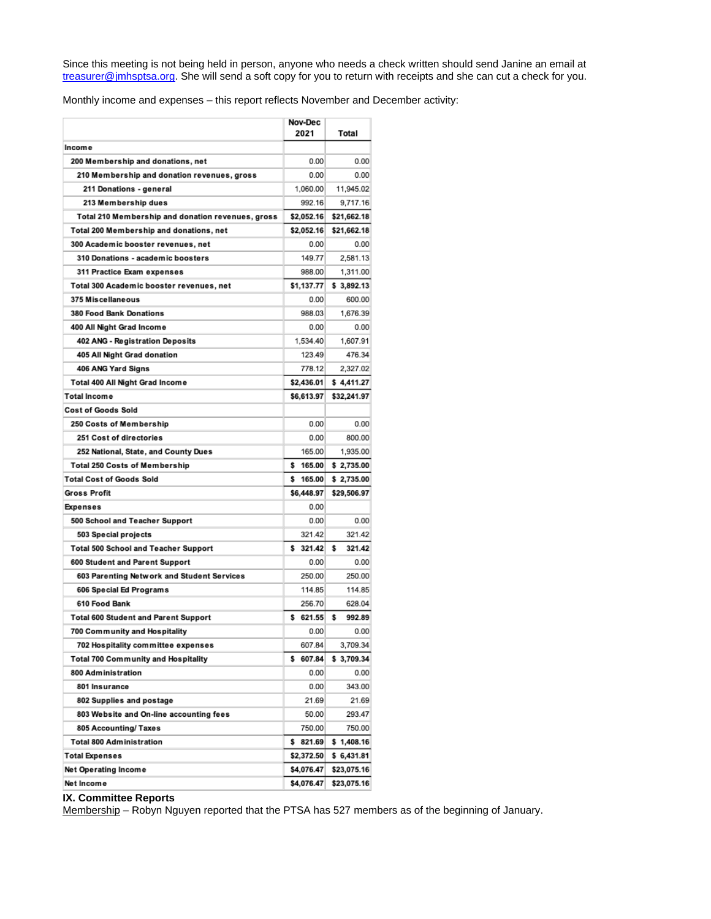Since this meeting is not being held in person, anyone who needs a check written should send Janine an email at treasurer@jmhsptsa.org. She will send a soft copy for you to return with receipts and she can cut a check for you.

Monthly income and expenses – this report reflects November and December activity:

| | Nov-Dec 2021 | Total |
|---|---|---|
| **Income** | | |
| 200 Membership and donations, net | 0.00 | 0.00 |
| 210 Membership and donation revenues, gross | 0.00 | 0.00 |
| 211 Donations - general | 1,060.00 | 11,945.02 |
| 213 Membership dues | 992.16 | 9,717.16 |
| Total 210 Membership and donation revenues, gross | $2,052.16 | $21,662.18 |
| Total 200 Membership and donations, net | $2,052.16 | $21,662.18 |
| 300 Academic booster revenues, net | 0.00 | 0.00 |
| 310 Donations - academic boosters | 149.77 | 2,581.13 |
| 311 Practice Exam expenses | 988.00 | 1,311.00 |
| Total 300 Academic booster revenues, net | $1,137.77 | $ 3,892.13 |
| 375 Miscellaneous | 0.00 | 600.00 |
| 380 Food Bank Donations | 988.03 | 1,676.39 |
| 400 All Night Grad Income | 0.00 | 0.00 |
| 402 ANG - Registration Deposits | 1,534.40 | 1,607.91 |
| 405 All Night Grad donation | 123.49 | 476.34 |
| 406 ANG Yard Signs | 778.12 | 2,327.02 |
| Total 400 All Night Grad Income | $2,436.01 | $ 4,411.27 |
| **Total Income** | $6,613.97 | $32,241.97 |
| **Cost of Goods Sold** | | |
| 250 Costs of Membership | 0.00 | 0.00 |
| 251 Cost of directories | 0.00 | 800.00 |
| 252 National, State, and County Dues | 165.00 | 1,935.00 |
| Total 250 Costs of Membership | $ 165.00 | $ 2,735.00 |
| **Total Cost of Goods Sold** | $ 165.00 | $ 2,735.00 |
| **Gross Profit** | $6,448.97 | $29,506.97 |
| **Expenses** | 0.00 | |
| 500 School and Teacher Support | 0.00 | 0.00 |
| 503 Special projects | 321.42 | 321.42 |
| Total 500 School and Teacher Support | $ 321.42 | $ 321.42 |
| 600 Student and Parent Support | 0.00 | 0.00 |
| 603 Parenting Network and Student Services | 250.00 | 250.00 |
| 606 Special Ed Programs | 114.85 | 114.85 |
| 610 Food Bank | 256.70 | 628.04 |
| Total 600 Student and Parent Support | $ 621.55 | $ 992.89 |
| 700 Community and Hospitality | 0.00 | 0.00 |
| 702 Hospitality committee expenses | 607.84 | 3,709.34 |
| Total 700 Community and Hospitality | $ 607.84 | $ 3,709.34 |
| 800 Administration | 0.00 | 0.00 |
| 801 Insurance | 0.00 | 343.00 |
| 802 Supplies and postage | 21.69 | 21.69 |
| 803 Website and On-line accounting fees | 50.00 | 293.47 |
| 805 Accounting/ Taxes | 750.00 | 750.00 |
| Total 800 Administration | $ 821.69 | $ 1,408.16 |
| **Total Expenses** | $2,372.50 | $ 6,431.81 |
| **Net Operating Income** | $4,076.47 | $23,075.16 |
| **Net Income** | $4,076.47 | $23,075.16 |

**IX. Committee Reports**

Membership – Robyn Nguyen reported that the PTSA has 527 members as of the beginning of January.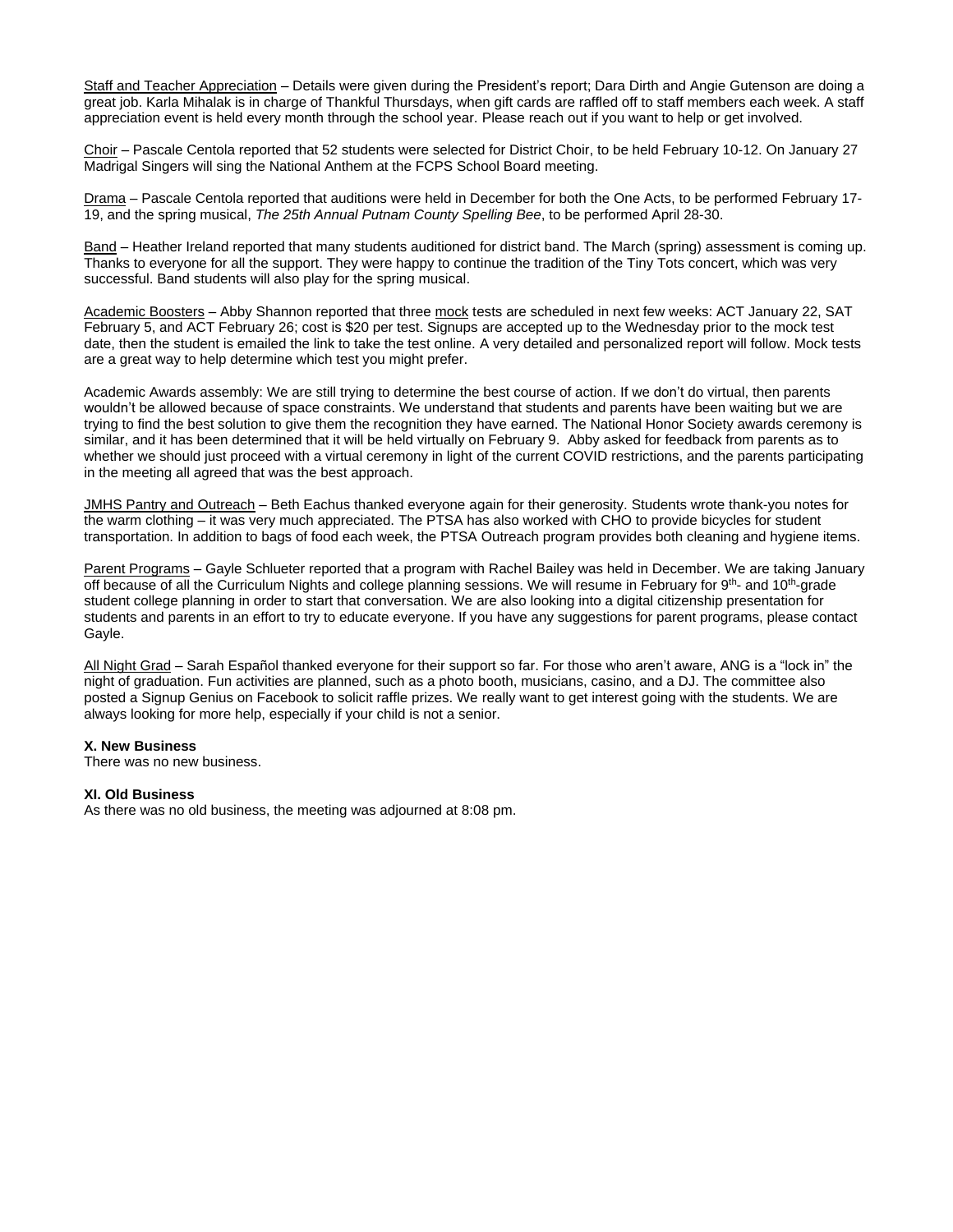Staff and Teacher Appreciation – Details were given during the President's report; Dara Dirth and Angie Gutenson are doing a great job. Karla Mihalak is in charge of Thankful Thursdays, when gift cards are raffled off to staff members each week. A staff appreciation event is held every month through the school year. Please reach out if you want to help or get involved.

Choir – Pascale Centola reported that 52 students were selected for District Choir, to be held February 10-12. On January 27 Madrigal Singers will sing the National Anthem at the FCPS School Board meeting.

Drama – Pascale Centola reported that auditions were held in December for both the One Acts, to be performed February 17-19, and the spring musical, *The 25th Annual Putnam County Spelling Bee*, to be performed April 28-30.

Band – Heather Ireland reported that many students auditioned for district band. The March (spring) assessment is coming up. Thanks to everyone for all the support. They were happy to continue the tradition of the Tiny Tots concert, which was very successful. Band students will also play for the spring musical.

Academic Boosters – Abby Shannon reported that three mock tests are scheduled in next few weeks: ACT January 22, SAT February 5, and ACT February 26; cost is $20 per test. Signups are accepted up to the Wednesday prior to the mock test date, then the student is emailed the link to take the test online. A very detailed and personalized report will follow. Mock tests are a great way to help determine which test you might prefer.

Academic Awards assembly: We are still trying to determine the best course of action. If we don't do virtual, then parents wouldn't be allowed because of space constraints. We understand that students and parents have been waiting but we are trying to find the best solution to give them the recognition they have earned. The National Honor Society awards ceremony is similar, and it has been determined that it will be held virtually on February 9. Abby asked for feedback from parents as to whether we should just proceed with a virtual ceremony in light of the current COVID restrictions, and the parents participating in the meeting all agreed that was the best approach.

JMHS Pantry and Outreach – Beth Eachus thanked everyone again for their generosity. Students wrote thank-you notes for the warm clothing – it was very much appreciated. The PTSA has also worked with CHO to provide bicycles for student transportation. In addition to bags of food each week, the PTSA Outreach program provides both cleaning and hygiene items.

Parent Programs – Gayle Schlueter reported that a program with Rachel Bailey was held in December. We are taking January off because of all the Curriculum Nights and college planning sessions. We will resume in February for 9th- and 10th-grade student college planning in order to start that conversation. We are also looking into a digital citizenship presentation for students and parents in an effort to try to educate everyone. If you have any suggestions for parent programs, please contact Gayle.

All Night Grad – Sarah Español thanked everyone for their support so far. For those who aren't aware, ANG is a "lock in" the night of graduation. Fun activities are planned, such as a photo booth, musicians, casino, and a DJ. The committee also posted a Signup Genius on Facebook to solicit raffle prizes. We really want to get interest going with the students. We are always looking for more help, especially if your child is not a senior.

**X. New Business**
There was no new business.

**XI. Old Business**
As there was no old business, the meeting was adjourned at 8:08 pm.